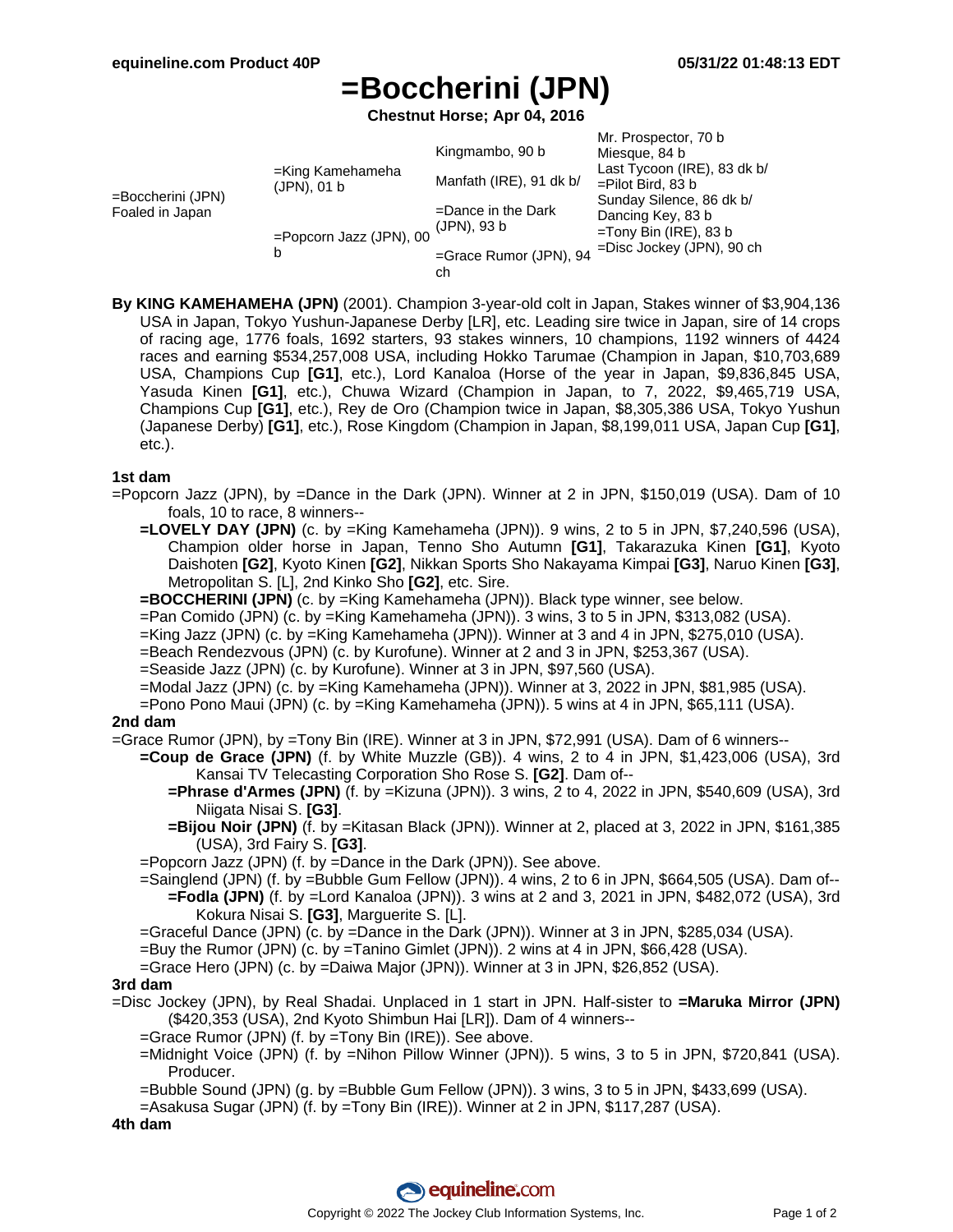# =Boccherini (JPN)

**Chestnut Horse; Apr 04, 2016**

| | | | |
|---|---|---|---|
| =Boccherini (JPN) Foaled in Japan | =King Kamehameha (JPN), 01 b | Kingmambo, 90 b | Mr. Prospector, 70 b |
| | | | Miesque, 84 b |
| | | Manfath (IRE), 91 dk b/ | Last Tycoon (IRE), 83 dk b/ |
| | | | =Pilot Bird, 83 b |
| | =Popcorn Jazz (JPN), 00 b | =Dance in the Dark (JPN), 93 b | Sunday Silence, 86 dk b/ |
| | | | Dancing Key, 83 b |
| | | =Grace Rumor (JPN), 94 ch | =Tony Bin (IRE), 83 b |
| | | | =Disc Jockey (JPN), 90 ch |

**By KING KAMEHAMEHA (JPN)** (2001). Champion 3-year-old colt in Japan, Stakes winner of $3,904,136 USA in Japan, Tokyo Yushun-Japanese Derby [LR], etc. Leading sire twice in Japan, sire of 14 crops of racing age, 1776 foals, 1692 starters, 93 stakes winners, 10 champions, 1192 winners of 4424 races and earning $534,257,008 USA, including Hokko Tarumae (Champion in Japan, $10,703,689 USA, Champions Cup **[G1]**, etc.), Lord Kanaloa (Horse of the year in Japan, $9,836,845 USA, Yasuda Kinen **[G1]**, etc.), Chuwa Wizard (Champion in Japan, to 7, 2022, $9,465,719 USA, Champions Cup **[G1]**, etc.), Rey de Oro (Champion twice in Japan, $8,305,386 USA, Tokyo Yushun (Japanese Derby) **[G1]**, etc.), Rose Kingdom (Champion in Japan, $8,199,011 USA, Japan Cup **[G1]**, etc.).

### 1st dam

=Popcorn Jazz (JPN), by =Dance in the Dark (JPN). Winner at 2 in JPN, $150,019 (USA). Dam of 10 foals, 10 to race, 8 winners--

- **=LOVELY DAY (JPN)** (c. by =King Kamehameha (JPN)). 9 wins, 2 to 5 in JPN, $7,240,596 (USA), Champion older horse in Japan, Tenno Sho Autumn **[G1]**, Takarazuka Kinen **[G1]**, Kyoto Daishoten **[G2]**, Kyoto Kinen **[G2]**, Nikkan Sports Sho Nakayama Kimpai **[G3]**, Naruo Kinen **[G3]**, Metropolitan S. [L], 2nd Kinko Sho **[G2]**, etc. Sire.
- **=BOCCHERINI (JPN)** (c. by =King Kamehameha (JPN)). Black type winner, see below.
- =Pan Comido (JPN) (c. by =King Kamehameha (JPN)). 3 wins, 3 to 5 in JPN, $313,082 (USA).
- =King Jazz (JPN) (c. by =King Kamehameha (JPN)). Winner at 3 and 4 in JPN, $275,010 (USA).
- =Beach Rendezvous (JPN) (c. by Kurofune). Winner at 2 and 3 in JPN, $253,367 (USA).
- =Seaside Jazz (JPN) (c. by Kurofune). Winner at 3 in JPN, $97,560 (USA).
- =Modal Jazz (JPN) (c. by =King Kamehameha (JPN)). Winner at 3, 2022 in JPN, $81,985 (USA).
- =Pono Pono Maui (JPN) (c. by =King Kamehameha (JPN)). 5 wins at 4 in JPN, $65,111 (USA).

### 2nd dam

=Grace Rumor (JPN), by =Tony Bin (IRE). Winner at 3 in JPN, $72,991 (USA). Dam of 6 winners--

- **=Coup de Grace (JPN)** (f. by White Muzzle (GB)). 4 wins, 2 to 4 in JPN, $1,423,006 (USA), 3rd Kansai TV Telecasting Corporation Sho Rose S. **[G2]**. Dam of--
  - **=Phrase d'Armes (JPN)** (f. by =Kizuna (JPN)). 3 wins, 2 to 4, 2022 in JPN, $540,609 (USA), 3rd Niigata Nisai S. **[G3]**.
  - **=Bijou Noir (JPN)** (f. by =Kitasan Black (JPN)). Winner at 2, placed at 3, 2022 in JPN, $161,385 (USA), 3rd Fairy S. **[G3]**.
- =Popcorn Jazz (JPN) (f. by =Dance in the Dark (JPN)). See above.
- =Sainglend (JPN) (f. by =Bubble Gum Fellow (JPN)). 4 wins, 2 to 6 in JPN, $664,505 (USA). Dam of--
  - **=Fodla (JPN)** (f. by =Lord Kanaloa (JPN)). 3 wins at 2 and 3, 2021 in JPN, $482,072 (USA), 3rd Kokura Nisai S. **[G3]**, Marguerite S. [L].
- =Graceful Dance (JPN) (c. by =Dance in the Dark (JPN)). Winner at 3 in JPN, $285,034 (USA).
- =Buy the Rumor (JPN) (c. by =Tanino Gimlet (JPN)). 2 wins at 4 in JPN, $66,428 (USA).
- =Grace Hero (JPN) (c. by =Daiwa Major (JPN)). Winner at 3 in JPN, $26,852 (USA).

### 3rd dam

=Disc Jockey (JPN), by Real Shadai. Unplaced in 1 start in JPN. Half-sister to **=Maruka Mirror (JPN)** ($420,353 (USA), 2nd Kyoto Shimbun Hai [LR]). Dam of 4 winners--

- =Grace Rumor (JPN) (f. by =Tony Bin (IRE)). See above.
- =Midnight Voice (JPN) (f. by =Nihon Pillow Winner (JPN)). 5 wins, 3 to 5 in JPN, $720,841 (USA). Producer.
- =Bubble Sound (JPN) (g. by =Bubble Gum Fellow (JPN)). 3 wins, 3 to 5 in JPN, $433,699 (USA).
- =Asakusa Sugar (JPN) (f. by =Tony Bin (IRE)). Winner at 2 in JPN, $117,287 (USA).

### 4th dam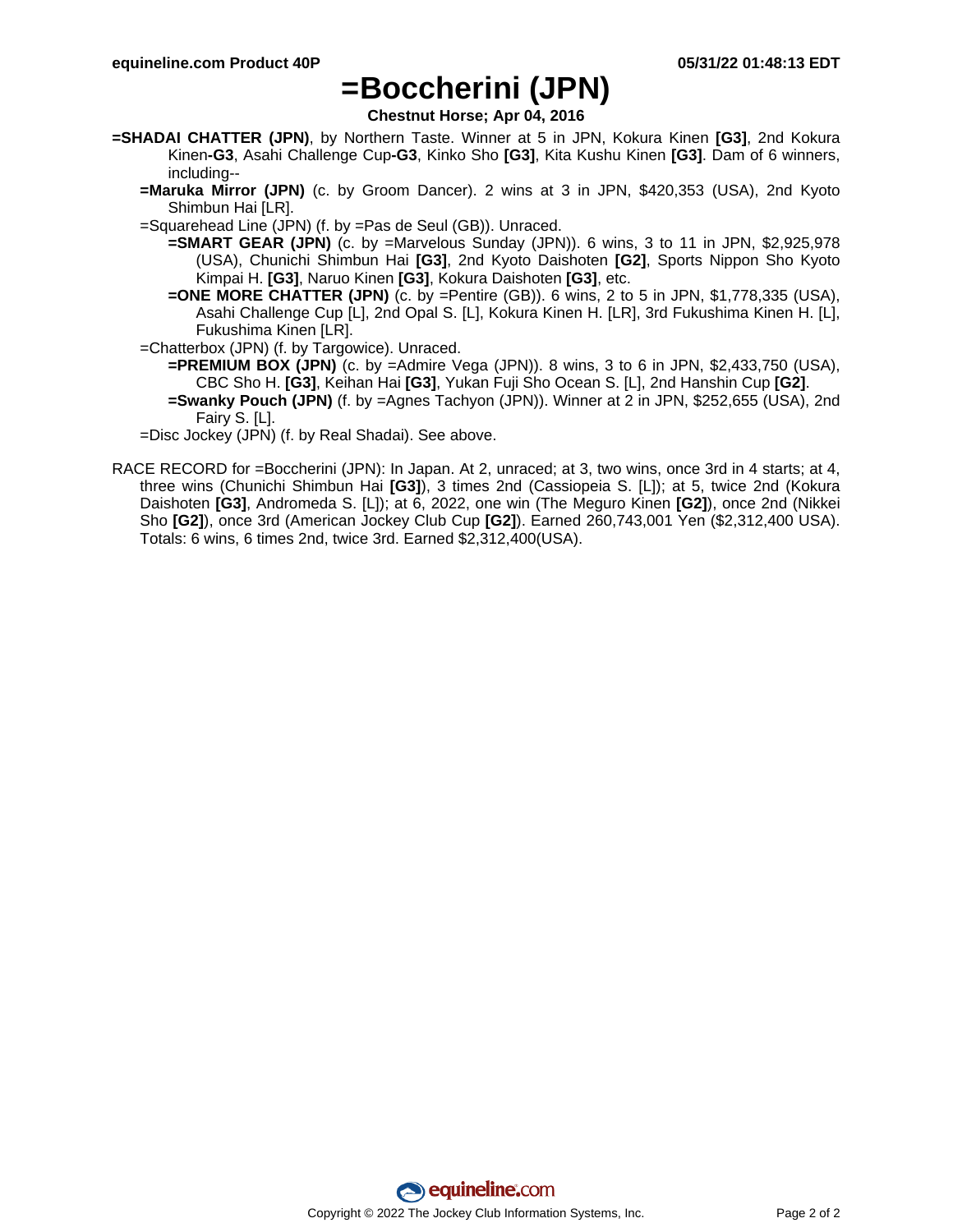# =Boccherini (JPN)

**Chestnut Horse; Apr 04, 2016**

**=SHADAI CHATTER (JPN)**, by Northern Taste. Winner at 5 in JPN, Kokura Kinen **[G3]**, 2nd Kokura Kinen-**G3**, Asahi Challenge Cup-**G3**, Kinko Sho **[G3]**, Kita Kushu Kinen **[G3]**. Dam of 6 winners, including--

- **=Maruka Mirror (JPN)** (c. by Groom Dancer). 2 wins at 3 in JPN, $420,353 (USA), 2nd Kyoto Shimbun Hai [LR].
- =Squarehead Line (JPN) (f. by =Pas de Seul (GB)). Unraced.
  - **=SMART GEAR (JPN)** (c. by =Marvelous Sunday (JPN)). 6 wins, 3 to 11 in JPN, $2,925,978 (USA), Chunichi Shimbun Hai **[G3]**, 2nd Kyoto Daishoten **[G2]**, Sports Nippon Sho Kyoto Kimpai H. **[G3]**, Naruo Kinen **[G3]**, Kokura Daishoten **[G3]**, etc.
  - **=ONE MORE CHATTER (JPN)** (c. by =Pentire (GB)). 6 wins, 2 to 5 in JPN, $1,778,335 (USA), Asahi Challenge Cup [L], 2nd Opal S. [L], Kokura Kinen H. [LR], 3rd Fukushima Kinen H. [L], Fukushima Kinen [LR].
- =Chatterbox (JPN) (f. by Targowice). Unraced.
  - **=PREMIUM BOX (JPN)** (c. by =Admire Vega (JPN)). 8 wins, 3 to 6 in JPN, $2,433,750 (USA), CBC Sho H. **[G3]**, Keihan Hai **[G3]**, Yukan Fuji Sho Ocean S. [L], 2nd Hanshin Cup **[G2]**.
  - **=Swanky Pouch (JPN)** (f. by =Agnes Tachyon (JPN)). Winner at 2 in JPN, $252,655 (USA), 2nd Fairy S. [L].
- =Disc Jockey (JPN) (f. by Real Shadai). See above.

RACE RECORD for =Boccherini (JPN): In Japan. At 2, unraced; at 3, two wins, once 3rd in 4 starts; at 4, three wins (Chunichi Shimbun Hai **[G3]**), 3 times 2nd (Cassiopeia S. [L]); at 5, twice 2nd (Kokura Daishoten **[G3]**, Andromeda S. [L]); at 6, 2022, one win (The Meguro Kinen **[G2]**), once 2nd (Nikkei Sho **[G2]**), once 3rd (American Jockey Club Cup **[G2]**). Earned 260,743,001 Yen ($2,312,400 USA). Totals: 6 wins, 6 times 2nd, twice 3rd. Earned $2,312,400(USA).